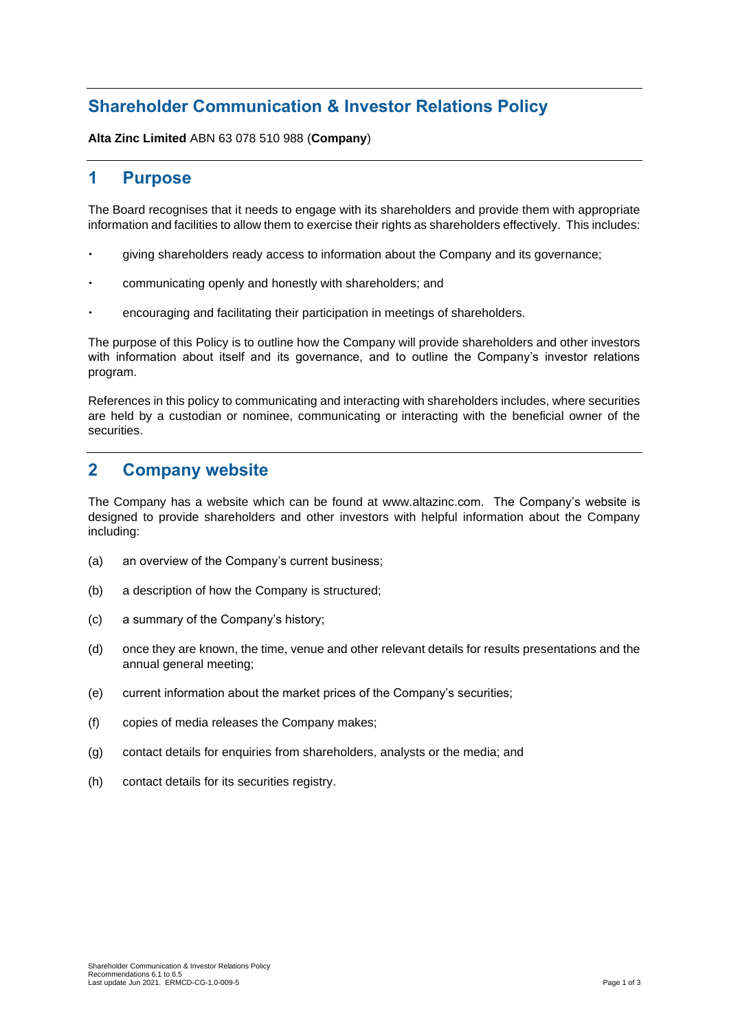# Shareholder Communication & Investor Relations Policy

**Alta Zinc Limited** ABN 63 078 510 988 (**Company**)

## 1 Purpose

The Board recognises that it needs to engage with its shareholders and provide them with appropriate information and facilities to allow them to exercise their rights as shareholders effectively. This includes:

- giving shareholders ready access to information about the Company and its governance;
- communicating openly and honestly with shareholders; and
- encouraging and facilitating their participation in meetings of shareholders.

The purpose of this Policy is to outline how the Company will provide shareholders and other investors with information about itself and its governance, and to outline the Company's investor relations program.

References in this policy to communicating and interacting with shareholders includes, where securities are held by a custodian or nominee, communicating or interacting with the beneficial owner of the securities.

## 2 Company website

The Company has a website which can be found at www.altazinc.com. The Company's website is designed to provide shareholders and other investors with helpful information about the Company including:

(a) an overview of the Company's current business;

(b) a description of how the Company is structured;

(c) a summary of the Company's history;

(d) once they are known, the time, venue and other relevant details for results presentations and the annual general meeting;

(e) current information about the market prices of the Company's securities;

(f) copies of media releases the Company makes;

(g) contact details for enquiries from shareholders, analysts or the media; and

(h) contact details for its securities registry.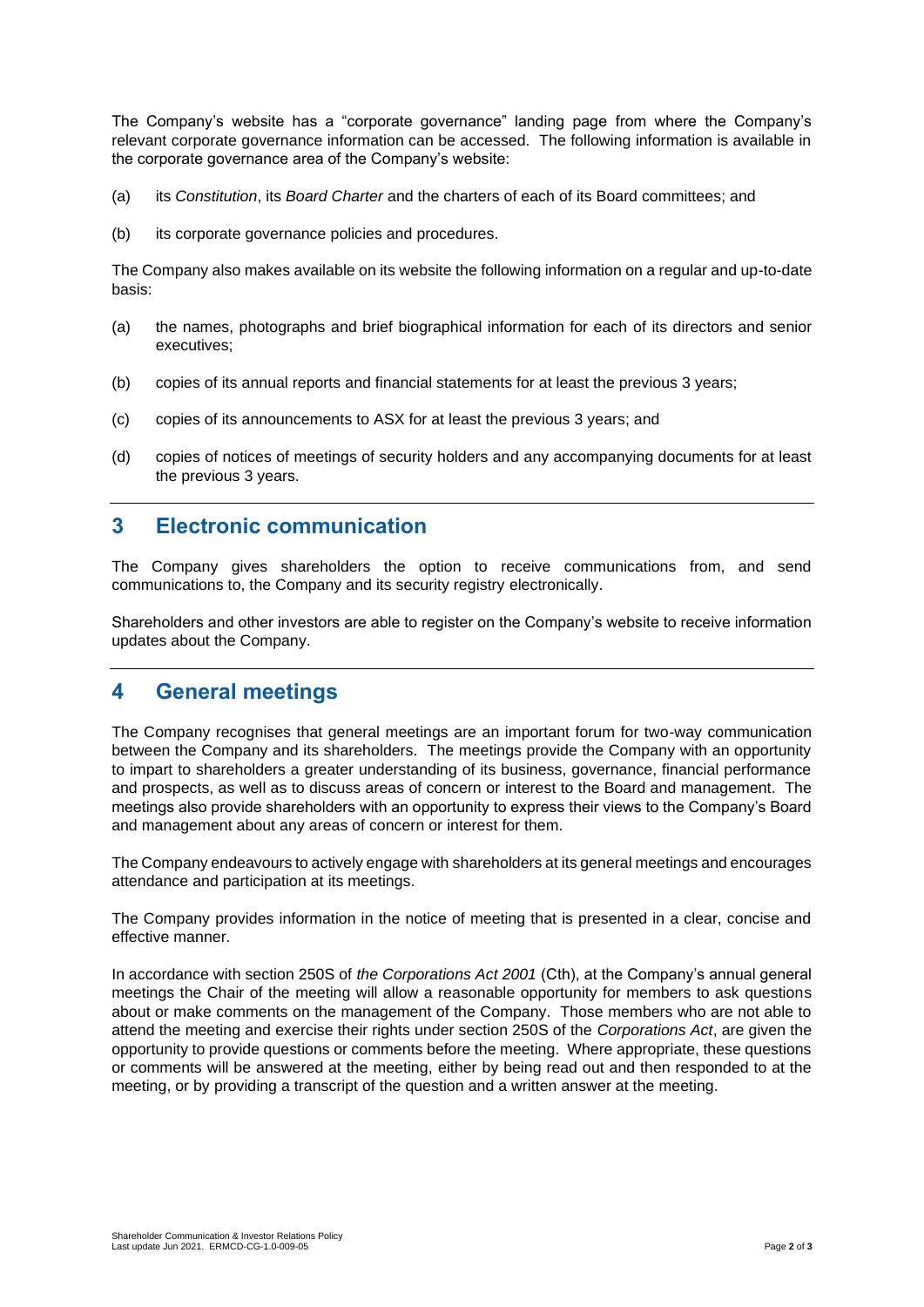The Company's website has a "corporate governance" landing page from where the Company's relevant corporate governance information can be accessed. The following information is available in the corporate governance area of the Company's website:

(a) its *Constitution*, its *Board Charter* and the charters of each of its Board committees; and

(b) its corporate governance policies and procedures.

The Company also makes available on its website the following information on a regular and up-to-date basis:

(a) the names, photographs and brief biographical information for each of its directors and senior executives;

(b) copies of its annual reports and financial statements for at least the previous 3 years;

(c) copies of its announcements to ASX for at least the previous 3 years; and

(d) copies of notices of meetings of security holders and any accompanying documents for at least the previous 3 years.

## 3 Electronic communication

The Company gives shareholders the option to receive communications from, and send communications to, the Company and its security registry electronically.

Shareholders and other investors are able to register on the Company's website to receive information updates about the Company.

## 4 General meetings

The Company recognises that general meetings are an important forum for two-way communication between the Company and its shareholders. The meetings provide the Company with an opportunity to impart to shareholders a greater understanding of its business, governance, financial performance and prospects, as well as to discuss areas of concern or interest to the Board and management. The meetings also provide shareholders with an opportunity to express their views to the Company's Board and management about any areas of concern or interest for them.

The Company endeavours to actively engage with shareholders at its general meetings and encourages attendance and participation at its meetings.

The Company provides information in the notice of meeting that is presented in a clear, concise and effective manner.

In accordance with section 250S of *the Corporations Act 2001* (Cth), at the Company's annual general meetings the Chair of the meeting will allow a reasonable opportunity for members to ask questions about or make comments on the management of the Company. Those members who are not able to attend the meeting and exercise their rights under section 250S of the *Corporations Act*, are given the opportunity to provide questions or comments before the meeting. Where appropriate, these questions or comments will be answered at the meeting, either by being read out and then responded to at the meeting, or by providing a transcript of the question and a written answer at the meeting.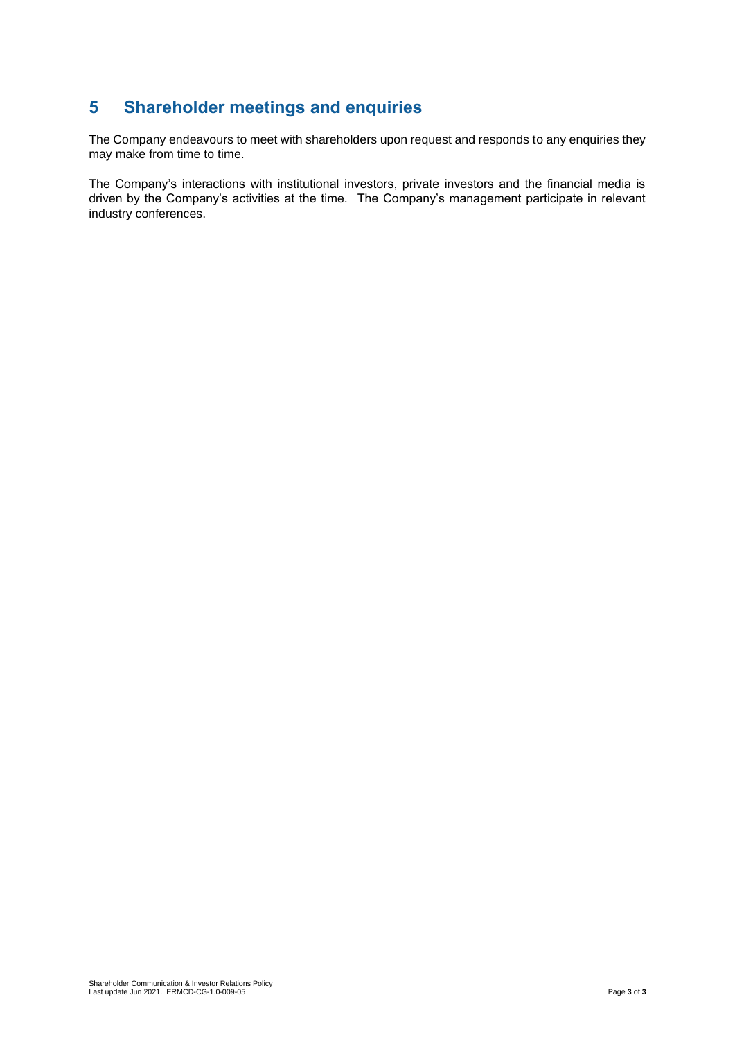## 5 Shareholder meetings and enquiries

The Company endeavours to meet with shareholders upon request and responds to any enquiries they may make from time to time.

The Company's interactions with institutional investors, private investors and the financial media is driven by the Company's activities at the time. The Company's management participate in relevant industry conferences.